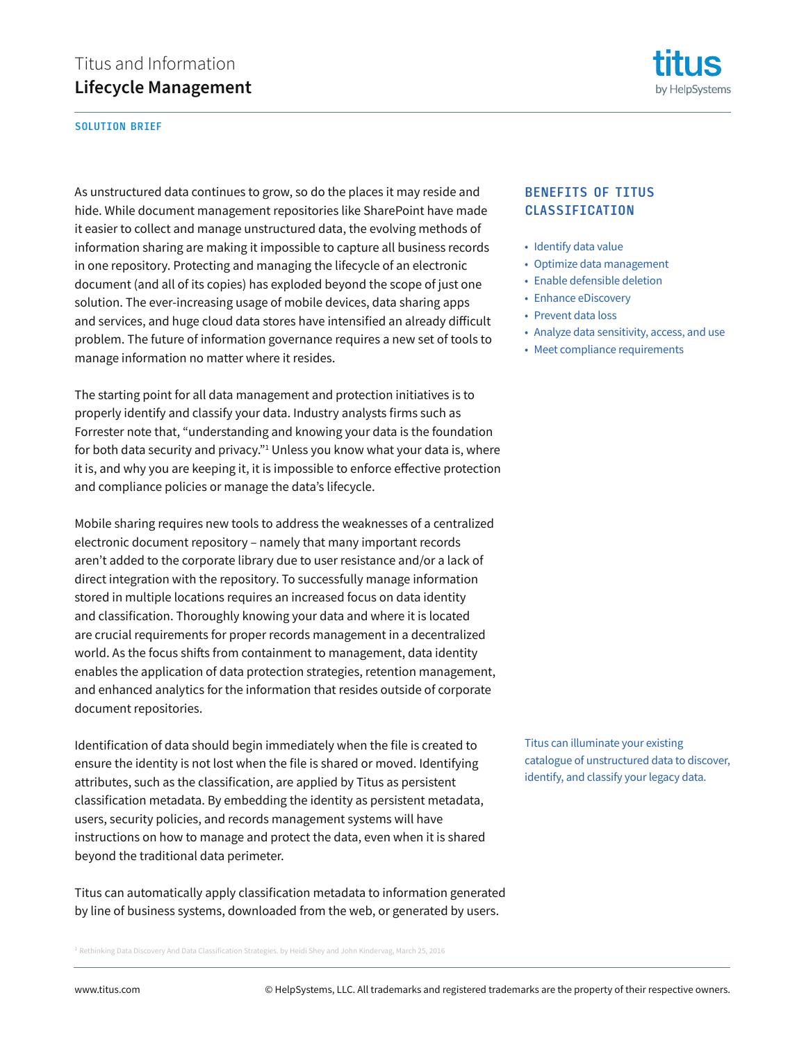# Titus and Information **Lifecycle Management**

SOLUTION BRIEF

As unstructured data continues to grow, so do the places it may reside and hide. While document management repositories like SharePoint have made it easier to collect and manage unstructured data, the evolving methods of information sharing are making it impossible to capture all business records in one repository. Protecting and managing the lifecycle of an electronic document (and all of its copies) has exploded beyond the scope of just one solution. The ever-increasing usage of mobile devices, data sharing apps and services, and huge cloud data stores have intensified an already difficult problem. The future of information governance requires a new set of tools to manage information no matter where it resides.

The starting point for all data management and protection initiatives is to properly identify and classify your data. Industry analysts firms such as Forrester note that, "understanding and knowing your data is the foundation for both data security and privacy."[1] Unless you know what your data is, where it is, and why you are keeping it, it is impossible to enforce effective protection and compliance policies or manage the data's lifecycle.

Mobile sharing requires new tools to address the weaknesses of a centralized electronic document repository – namely that many important records aren't added to the corporate library due to user resistance and/or a lack of direct integration with the repository. To successfully manage information stored in multiple locations requires an increased focus on data identity and classification. Thoroughly knowing your data and where it is located are crucial requirements for proper records management in a decentralized world. As the focus shifts from containment to management, data identity enables the application of data protection strategies, retention management, and enhanced analytics for the information that resides outside of corporate document repositories.

Identification of data should begin immediately when the file is created to ensure the identity is not lost when the file is shared or moved. Identifying attributes, such as the classification, are applied by Titus as persistent classification metadata. By embedding the identity as persistent metadata, users, security policies, and records management systems will have instructions on how to manage and protect the data, even when it is shared beyond the traditional data perimeter.

Titus can automatically apply classification metadata to information generated by line of business systems, downloaded from the web, or generated by users.

## BENEFITS OF TITUS CLASSIFICATION

- Identify data value
- Optimize data management
- Enable defensible deletion
- Enhance eDiscovery
- Prevent data loss
- Analyze data sensitivity, access, and use
- Meet compliance requirements

Titus can illuminate your existing catalogue of unstructured data to discover, identify, and classify your legacy data.

[1] Rethinking Data Discovery And Data Classification Strategies. by Heidi Shey and John Kindervag, March 25, 2016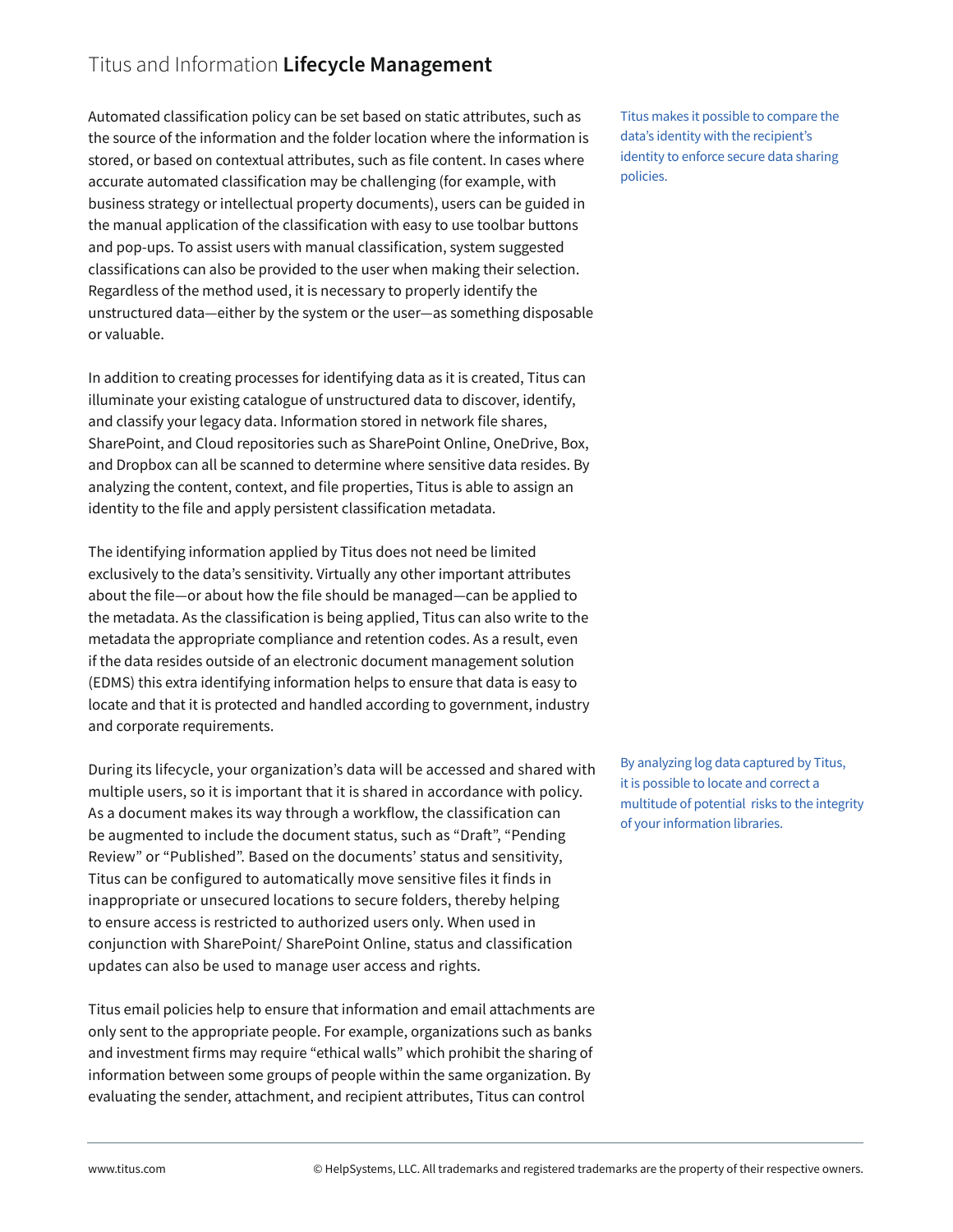## Titus and Information **Lifecycle Management**

Automated classification policy can be set based on static attributes, such as the source of the information and the folder location where the information is stored, or based on contextual attributes, such as file content. In cases where accurate automated classification may be challenging (for example, with business strategy or intellectual property documents), users can be guided in the manual application of the classification with easy to use toolbar buttons and pop-ups. To assist users with manual classification, system suggested classifications can also be provided to the user when making their selection. Regardless of the method used, it is necessary to properly identify the unstructured data—either by the system or the user—as something disposable or valuable.

Titus makes it possible to compare the data's identity with the recipient's identity to enforce secure data sharing policies.

In addition to creating processes for identifying data as it is created, Titus can illuminate your existing catalogue of unstructured data to discover, identify, and classify your legacy data. Information stored in network file shares, SharePoint, and Cloud repositories such as SharePoint Online, OneDrive, Box, and Dropbox can all be scanned to determine where sensitive data resides. By analyzing the content, context, and file properties, Titus is able to assign an identity to the file and apply persistent classification metadata.

The identifying information applied by Titus does not need be limited exclusively to the data's sensitivity. Virtually any other important attributes about the file—or about how the file should be managed—can be applied to the metadata. As the classification is being applied, Titus can also write to the metadata the appropriate compliance and retention codes. As a result, even if the data resides outside of an electronic document management solution (EDMS) this extra identifying information helps to ensure that data is easy to locate and that it is protected and handled according to government, industry and corporate requirements.

During its lifecycle, your organization's data will be accessed and shared with multiple users, so it is important that it is shared in accordance with policy. As a document makes its way through a workflow, the classification can be augmented to include the document status, such as "Draft", "Pending Review" or "Published". Based on the documents' status and sensitivity, Titus can be configured to automatically move sensitive files it finds in inappropriate or unsecured locations to secure folders, thereby helping to ensure access is restricted to authorized users only. When used in conjunction with SharePoint/ SharePoint Online, status and classification updates can also be used to manage user access and rights.

By analyzing log data captured by Titus, it is possible to locate and correct a multitude of potential risks to the integrity of your information libraries.

Titus email policies help to ensure that information and email attachments are only sent to the appropriate people. For example, organizations such as banks and investment firms may require "ethical walls" which prohibit the sharing of information between some groups of people within the same organization. By evaluating the sender, attachment, and recipient attributes, Titus can control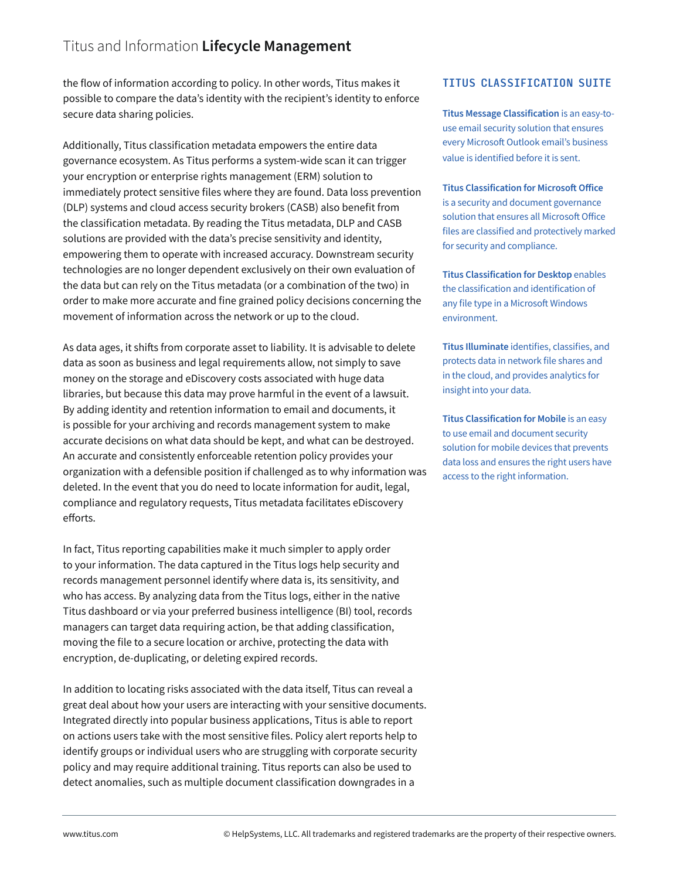the flow of information according to policy. In other words, Titus makes it possible to compare the data's identity with the recipient's identity to enforce secure data sharing policies.

Additionally, Titus classification metadata empowers the entire data governance ecosystem. As Titus performs a system-wide scan it can trigger your encryption or enterprise rights management (ERM) solution to immediately protect sensitive files where they are found. Data loss prevention (DLP) systems and cloud access security brokers (CASB) also benefit from the classification metadata. By reading the Titus metadata, DLP and CASB solutions are provided with the data's precise sensitivity and identity, empowering them to operate with increased accuracy. Downstream security technologies are no longer dependent exclusively on their own evaluation of the data but can rely on the Titus metadata (or a combination of the two) in order to make more accurate and fine grained policy decisions concerning the movement of information across the network or up to the cloud.

As data ages, it shifts from corporate asset to liability. It is advisable to delete data as soon as business and legal requirements allow, not simply to save money on the storage and eDiscovery costs associated with huge data libraries, but because this data may prove harmful in the event of a lawsuit. By adding identity and retention information to email and documents, it is possible for your archiving and records management system to make accurate decisions on what data should be kept, and what can be destroyed. An accurate and consistently enforceable retention policy provides your organization with a defensible position if challenged as to why information was deleted. In the event that you do need to locate information for audit, legal, compliance and regulatory requests, Titus metadata facilitates eDiscovery efforts.

In fact, Titus reporting capabilities make it much simpler to apply order to your information. The data captured in the Titus logs help security and records management personnel identify where data is, its sensitivity, and who has access. By analyzing data from the Titus logs, either in the native Titus dashboard or via your preferred business intelligence (BI) tool, records managers can target data requiring action, be that adding classification, moving the file to a secure location or archive, protecting the data with encryption, de-duplicating, or deleting expired records.

In addition to locating risks associated with the data itself, Titus can reveal a great deal about how your users are interacting with your sensitive documents. Integrated directly into popular business applications, Titus is able to report on actions users take with the most sensitive files. Policy alert reports help to identify groups or individual users who are struggling with corporate security policy and may require additional training. Titus reports can also be used to detect anomalies, such as multiple document classification downgrades in a

## TITUS CLASSIFICATION SUITE

**Titus Message Classification** is an easy-to-use email security solution that ensures every Microsoft Outlook email's business value is identified before it is sent.

**Titus Classification for Microsoft Office** is a security and document governance solution that ensures all Microsoft Office files are classified and protectively marked for security and compliance.

**Titus Classification for Desktop** enables the classification and identification of any file type in a Microsoft Windows environment.

**Titus Illuminate** identifies, classifies, and protects data in network file shares and in the cloud, and provides analytics for insight into your data.

**Titus Classification for Mobile** is an easy to use email and document security solution for mobile devices that prevents data loss and ensures the right users have access to the right information.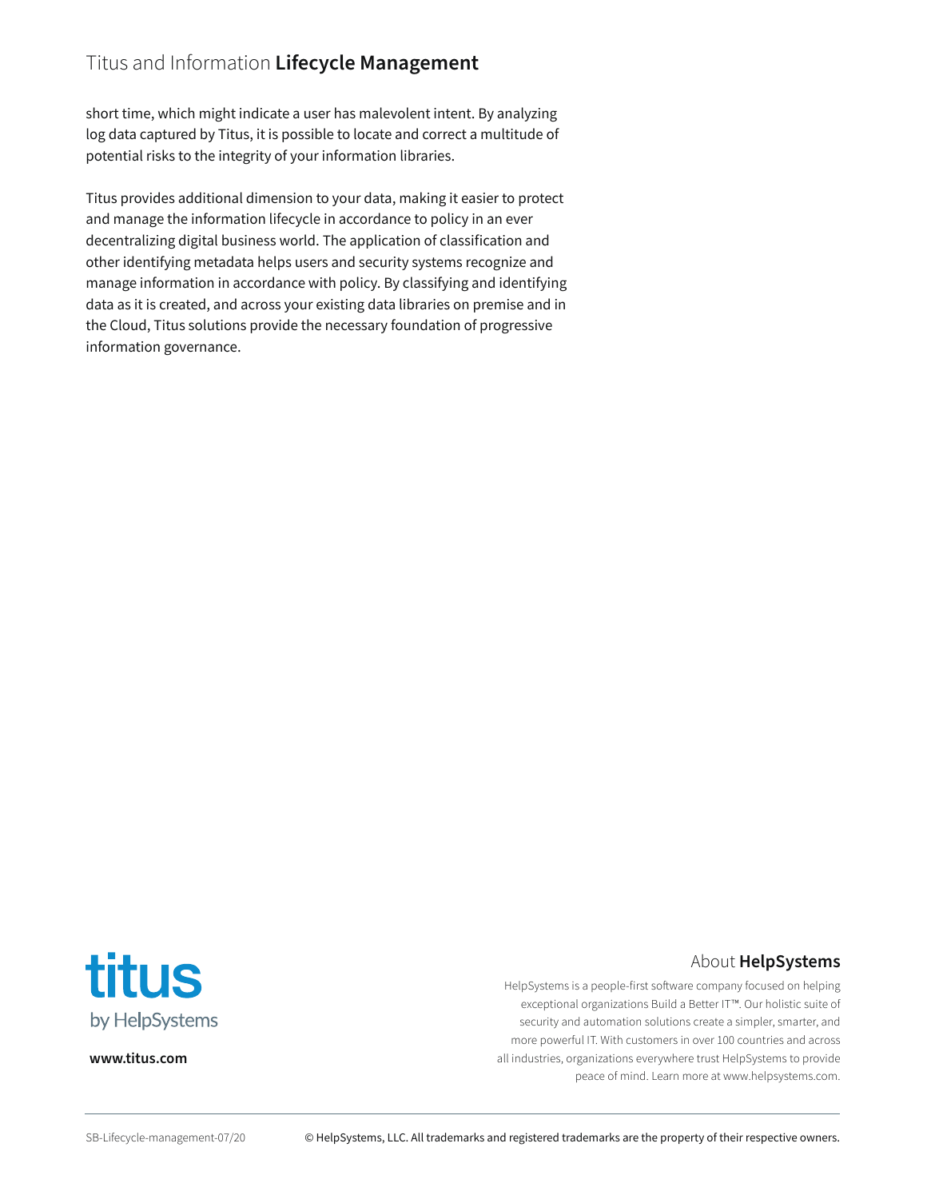short time, which might indicate a user has malevolent intent. By analyzing log data captured by Titus, it is possible to locate and correct a multitude of potential risks to the integrity of your information libraries.

Titus provides additional dimension to your data, making it easier to protect and manage the information lifecycle in accordance to policy in an ever decentralizing digital business world. The application of classification and other identifying metadata helps users and security systems recognize and manage information in accordance with policy. By classifying and identifying data as it is created, and across your existing data libraries on premise and in the Cloud, Titus solutions provide the necessary foundation of progressive information governance.

titus
by HelpSystems

**www.titus.com**

## About **HelpSystems**

HelpSystems is a people-first software company focused on helping exceptional organizations Build a Better IT™. Our holistic suite of security and automation solutions create a simpler, smarter, and more powerful IT. With customers in over 100 countries and across all industries, organizations everywhere trust HelpSystems to provide peace of mind. Learn more at www.helpsystems.com.

SB-Lifecycle-management-07/20

© HelpSystems, LLC. All trademarks and registered trademarks are the property of their respective owners.